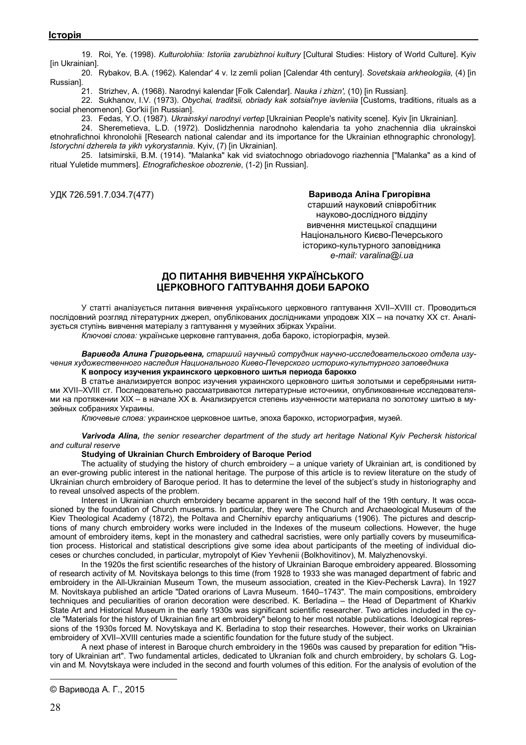19. Roi, Ye. (1998). *Kulturolohiia: Istoriia zarubizhnoi kultury* [Cultural Studies: History of World Culture]. Kyiv [in Ukrainian].

20. Rybakov, B.A. (1962). Kalendar' 4 v. Iz zemli polian [Calendar 4th century]. *Sovetskaia arkheologiia,* (4) [in Russian].

21. Strizhev, A. (1968). Narodnyi kalendar [Folk Calendar]. *Nauka i zhizn',* (10) [in Russian].

22. Sukhanov, I.V. (1973). *Obychai, traditsii, obriady kak sotsial'nye iavleniia* [Customs, traditions, rituals as a social phenomenon]. Gor'kii [in Russian].

23. Fedas, Y.O. (1987). *Ukrainskyi narodnyi vertep* [Ukrainian People's nativity scene]. Kyiv [in Ukrainian].

24. Sheremetieva, L.D. (1972). Doslidzhennia narodnoho kalendaria ta yoho znachennia dlia ukrainskoi etnohrafichnoi khronolohii [Research national calendar and its importance for the Ukrainian ethnographic chronology]. *Istorychni dzherela ta yikh vykorystannia*. Kyiv, (7) [in Ukrainian].

25. Iatsimirskii, B.M. (1914). "Malanka" kak vid sviatochnogo obriadovogo riazhennia ["Malanka" as a kind of ritual Yuletide mummers]. *Etnograficheskoe obozrenie*, (1-2) [in Russian].

УДК 726.591.7.034.7(477)

**Варивода Аліна Григорівна**
старший науковий співробітник
науково-дослідного відділу
вивчення мистецької спадщини
Національного Києво-Печерського
історико-культурного заповідника
*e-mail: varalina@i.ua*

# ДО ПИТАННЯ ВИВЧЕННЯ УКРАЇНСЬКОГО ЦЕРКОВНОГО ГАПТУВАННЯ ДОБИ БАРОКО

У статті аналізується питання вивчення українського церковного гаптування XVII–XVIII ст. Проводиться послідовний розгляд літературних джерел, опублікованих дослідниками упродовж XIX – на початку XX ст. Аналізується ступінь вивчення матеріалу з гаптування у музейних збірках України.

*Ключові слова:* українське церковне гаптування, доба бароко, історіографія, музей.

***Варивода Алина Григорьевна,*** *старший научный сотрудник научно-исследовательского отдела изучения художественного наследия Национального Киево-Печерского историко-культурного заповедника*

**К вопросу изучения украинского церковного шитья периода барокко**

В статье анализируется вопрос изучения украинского церковного шитья золотыми и серебряными нитями XVII–XVIII ст. Последовательно рассматриваются литературные источники, опубликованные исследователями на протяжении XIX – в начале XX в. Анализируется степень изученности материала по золотому шитью в музейных собраниях Украины.

*Ключевые слова:* украинское церковное шитье, эпоха барокко, историография, музей.

***Varivoda Alina,*** *the senior researcher department of the study art heritage National Kyiv Pechersk historical and cultural reserve*

**Studying of Ukrainian Church Embroidery of Baroque Period**

The actuality of studying the history of church embroidery – a unique variety of Ukrainian art, is conditioned by an ever-growing public interest in the national heritage. The purpose of this article is to review literature on the study of Ukrainian church embroidery of Baroque period. It has to determine the level of the subject's study in historiography and to reveal unsolved aspects of the problem.

Interest in Ukrainian church embroidery became apparent in the second half of the 19th century. It was occasioned by the foundation of Church museums. In particular, they were The Church and Archaeological Museum of the Kiev Theological Academy (1872), the Poltava and Chernihiv eparchy antiquariums (1906). The pictures and descriptions of many church embroidery works were included in the Indexes of the museum collections. However, the huge amount of embroidery items, kept in the monastery and cathedral sacristies, were only partially covers by museumification process. Historical and statistical descriptions give some idea about participants of the meeting of individual dioceses or churches concluded, in particular, mytropolyt of Kiev Yevhenii (Bolkhovitinov), M. Malyzhenovskyi.

In the 1920s the first scientific researches of the history of Ukrainian Baroque embroidery appeared. Blossoming of research activity of M. Novitskaya belongs to this time (from 1928 to 1933 she was managed department of fabric and embroidery in the All-Ukrainian Museum Town, the museum association, created in the Kiev-Pechersk Lavra). In 1927 M. Novitskaya published an article "Dated orarions of Lavra Museum. 1640–1743". The main compositions, embroidery techniques and peculiarities of orarion decoration were described. K. Berladina – the Head of Department of Kharkiv State Art and Historical Museum in the early 1930s was significant scientific researcher. Two articles included in the cycle "Materials for the history of Ukrainian fine art embroidery" belong to her most notable publications. Ideological repressions of the 1930s forced M. Novytskaya and K. Berladina to stop their researches. However, their works on Ukrainian embroidery of XVII–XVIII centuries made a scientific foundation for the future study of the subject.

A next phase of interest in Baroque church embroidery in the 1960s was caused by preparation for edition "History of Ukrainian art". Two fundamental articles, dedicated to Ukranian folk and church embroidery, by scholars G. Logvin and M. Novytskaya were included in the second and fourth volumes of this edition. For the analysis of evolution of the

---

© Варивода А. Г., 2015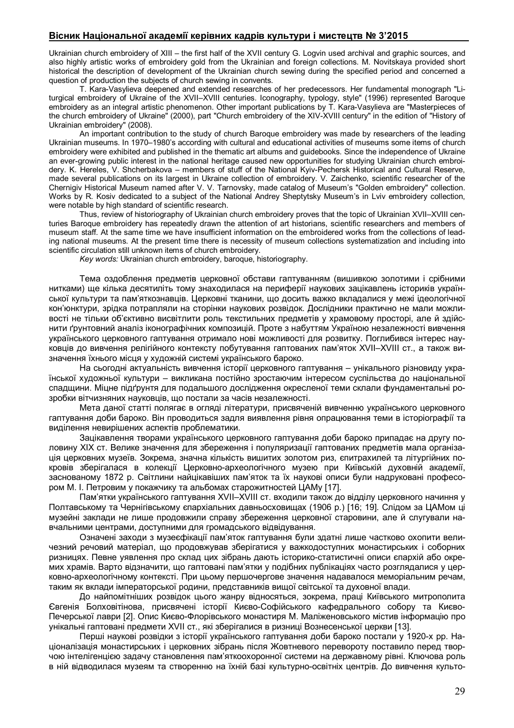Ukrainian church embroidery of XIII – the first half of the XVII century G. Logvin used archival and graphic sources, and also highly artistic works of embroidery gold from the Ukrainian and foreign collections. M. Novitskaya provided short historical the description of development of the Ukrainian church sewing during the specified period and concerned a question of production the subjects of church sewing in convents.

T. Kara-Vasylieva deepened and extended researches of her predecessors. Her fundamental monograph "Liturgical embroidery of Ukraine of the XVII–XVIII centuries. Iconography, typology, style" (1996) represented Baroque embroidery as an integral artistic phenomenon. Other important publications by T. Kara-Vasylieva are "Masterpieces of the church embroidery of Ukraine" (2000), part "Church embroidery of the XIV-XVIII century" in the edition of "History of Ukrainian embroidery" (2008).

An important contribution to the study of church Baroque embroidery was made by researchers of the leading Ukrainian museums. In 1970–1980's according with cultural and educational activities of museums some items of church embroidery were exhibited and published in the thematic art albums and guidebooks. Since the independence of Ukraine an ever-growing public interest in the national heritage caused new opportunities for studying Ukrainian church embroidery. K. Hereles, V. Shcherbakova – members of stuff of the National Kyiv-Pechersk Historical and Cultural Reserve, made several publications on its largest in Ukraine collection of embroidery. V. Zaichenko, scientific researcher of the Chernigiv Historical Museum named after V. V. Tarnovsky, made catalog of Museum's "Golden embroidery" collection. Works by R. Kosiv dedicated to a subject of the National Andrey Sheptytsky Museum's in Lviv embroidery collection, were notable by high standard of scientific research.

Thus, review of historiography of Ukrainian church embroidery proves that the topic of Ukrainian XVII–XVIII centuries Baroque embroidery has repeatedly drawn the attention of art historians, scientific researchers and members of museum staff. At the same time we have insufficient information on the embroidered works from the collections of leading national museums. At the present time there is necessity of museum collections systematization and including into scientific circulation still unknown items of church embroidery.

*Key words:* Ukrainian church embroidery, baroque, historiography.

Тема оздоблення предметів церковної обстави гаптуванням (вишивкою золотими і срібними нитками) ще кілька десятиліть тому знаходилася на периферії наукових зацікавлень істориків української культури та пам'яткознавців. Церковні тканини, що досить важко вкладалися у межі ідеологічної кон'юнктури, зрідка потрапляли на сторінки наукових розвідок. Дослідники практично не мали можливості не тільки об'єктивно висвітлити роль текстильних предметів у храмовому просторі, але й здійснити ґрунтовний аналіз іконографічних композицій. Проте з набуттям Україною незалежності вивчення українського церковного гаптування отримало нові можливості для розвитку. Поглибився інтерес науковців до вивчення релігійного контексту побутування гаптованих пам'яток XVII–XVIII ст., а також визначення їхнього місця у художній системі українського бароко.

На сьогодні актуальність вивчення історії церковного гаптування – унікального різновиду української художньої культури – викликана постійно зростаючим інтересом суспільства до національної спадщини. Міцне підґрунтя для подальшого дослідження окресленої теми склали фундаментальні розробки вітчизняних науковців, що постали за часів незалежності.

Мета даної статті полягає в огляді літератури, присвяченій вивченню українського церковного гаптування доби бароко. Він проводиться задля виявлення рівня опрацювання теми в історіографії та виділення невирішених аспектів проблематики.

Зацікавлення творами українського церковного гаптування доби бароко припадає на другу половину XIX ст. Велике значення для збереження і популяризації гаптованих предметів мала організація церковних музеїв. Зокрема, значна кількість вишитих золотом риз, єпитрахилей та літургійних покровів зберігалася в колекції Церковно-археологічного музею при Київській духовній академії, заснованому 1872 р. Світлини найцікавіших пам'яток та їх наукові описи були надруковані професором М. І. Петровим у покажчику та альбомах старожитностей ЦАМу [17].

Пам'ятки українського гаптування XVII–XVIII ст. входили також до відділу церковного начиння у Полтавському та Чернігівському єпархіальних давньосховищах (1906 р.) [16; 19]. Слідом за ЦАМом ці музейні заклади не лише продовжили справу збереження церковної старовини, але й слугували навчальними центрами, доступними для громадського відвідування.

Означені заходи з музеєфікації пам'яток гаптування були здатні лише частково охопити величезний речовий матеріал, що продовжував зберігатися у важкодоступних монастирських і соборних ризницях. Певне уявлення про склад цих зібрань дають історико-статистичні описи єпархій або окремих храмів. Варто відзначити, що гаптовані пам'ятки у подібних публікаціях часто розглядалися у церковно-археологічному контексті. При цьому першочергове значення надавалося меморіальним речам, таким як вклади імператорської родини, представників вищої світської та духовної влади.

До найпомітніших розвідок цього жанру відносяться, зокрема, праці Київського митрополита Євгенія Болховітінова, присвячені історії Києво-Софійського кафедрального собору та Києво-Печерської лаври [2]. Опис Києво-Флорівського монастиря М. Маліженовського містив інформацію про унікальні гаптовані предмети XVII ст., які зберігалися в ризниці Вознесенської церкви [13].

Перші наукові розвідки з історії українського гаптування доби бароко постали у 1920-х рр. Націоналізація монастирських і церковних зібрань після Жовтневого перевороту поставило перед творчою інтелігенцією задачу становлення пам'яткоохоронної системи на державному рівні. Ключова роль в ній відводилася музеям та створенню на їхній базі культурно-освітніх центрів. До вивчення культо-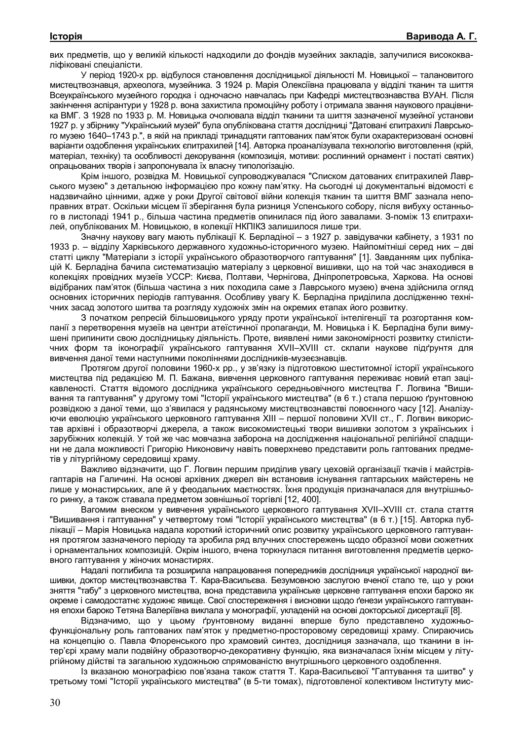вих предметів, що у великій кількості надходили до фондів музейних закладів, залучилися висококваліфіковані спеціалісти.

У період 1920-х рр. відбулося становлення дослідницької діяльності М. Новицької – талановитого мистецтвознавця, археолога, музейника. З 1924 р. Марія Олексіївна працювала у відділі тканин та шиття Всеукраїнського музейного городка і одночасно навчалась при Кафедрі мистецтвознавства ВУАН. Після закінчення аспірантури у 1928 р. вона захистила промоційну роботу і отримала звання наукового працівника ВМГ. З 1928 по 1933 р. М. Новицька очолювала відділ тканини та шиття зазначеної музейної установи 1927 р. у збірнику "Український музей" була опублікована стаття дослідниці "Датовані єпитрахилі Лаврського музею 1640–1743 р.", в якій на прикладі тринадцяти гаптованих пам'яток були охарактеризовані основні варіанти оздоблення українських єпитрахилей [14]. Авторка проаналізувала технологію виготовлення (крій, матеріал, техніку) та особливості декорування (композиція, мотиви: рослинний орнамент і постаті святих) опрацьованих творів і запропонувала їх власну типологізацію.

Крім іншого, розвідка М. Новицької супроводжувалася "Списком датованих єпитрахилей Лаврського музею" з детальною інформацією про кожну пам'ятку. На сьогодні ці документальні відомості є надзвичайно цінними, адже у роки Другої світової війни колекція тканин та шиття ВМГ зазнала непоправних втрат. Оскільки місцем її зберігання була ризниця Успенського собору, після вибуху останнього в листопаді 1941 р., більша частина предметів опинилася під його завалами. З-поміж 13 єпитрахилей, опублікованих М. Новицькою, в колекції НКПІКЗ залишилося лише три.

Значну наукову вагу мають публікації К. Берладіної – з 1927 р. завідувачки кабінету, з 1931 по 1933 р. – відділу Харківського державного художньо-історичного музею. Найпомітніші серед них – дві статті циклу "Матеріали з історії українського образотворчого гаптування" [1]. Завданням цих публікацій К. Берладіна бачила систематизацію матеріалу з церковної вишивки, що на той час знаходився в колекціях провідних музеїв УСРР: Києва, Полтави, Чернігова, Дніпропетровська, Харкова. На основі відібраних пам'яток (більша частина з них походила саме з Лаврського музею) вчена здійснила огляд основних історичних періодів гаптування. Особливу увагу К. Берладіна приділила дослідженню технічних засад золотого шитва та розгляду художніх змін на окремих етапах його розвитку.

З початком репресій більшовицького уряду проти української інтелігенції та розгортання компанії з перетворення музеїв на центри атеїстичної пропаганди, М. Новицька і К. Берладіна були вимушені припинити свою дослідницьку діяльність. Проте, виявлені ними закономірності розвитку стилістичних форм та іконографії українського гаптування XVII–XVIII ст. склали наукове підґрунтя для вивчення даної теми наступними поколіннями дослідників-музеєзнавців.

Протягом другої половини 1960-х рр., у зв'язку із підготовкою шеститомної історії українського мистецтва під редакцією М. П. Бажана, вивчення церковного гаптування переживає новий етап зацікавленості. Стаття відомого дослідника українського середньовічного мистецтва Г. Логвина "Вишивання та гаптування" у другому томі "Історії українського мистецтва" (в 6 т.) стала першою ґрунтовною розвідкою з даної теми, що з'явилася у радянському мистецтвознавстві повоєнного часу [12]. Аналізуючи еволюцію українського церковного гаптування XIII – першої половини XVII ст., Г. Логвин використав архівні і образотворчі джерела, а також високомистецькі твори вишивки золотом з українських і зарубіжних колекцій. У той же час мовчазна заборона на дослідження національної релігійної спадщини не дала можливості Григорію Никоновичу навіть поверхнево представити роль гаптованих предметів у літургійному середовищі храму.

Важливо відзначити, що Г. Логвин першим приділив увагу цеховій організації ткачів і майстрів-гаптарів на Галичині. На основі архівних джерел він встановив існування гаптарських майстерень не лише у монастирських, але й у феодальних маєтностях. Їхня продукція призначалася для внутрішнього ринку, а також ставала предметом зовнішньої торгівлі [12, 400].

Вагомим внеском у вивчення українського церковного гаптування XVII–XVIII ст. стала стаття "Вишивання і гаптування" у четвертому томі "Історії українського мистецтва" (в 6 т.) [15]. Авторка публікації – Марія Новицька надала короткий історичний опис розвитку українського церковного гаптування протягом зазначеного періоду та зробила ряд влучних спостережень щодо образної мови сюжетних і орнаментальних композицій. Окрім іншого, вчена торкнулася питання виготовлення предметів церковного гаптування у жіночих монастирях.

Надалі поглибила та розширила напрацювання попередників дослідниця української народної вишивки, доктор мистецтвознавства Т. Кара-Васильєва. Безумовною заслугою вченої стало те, що у роки зняття "табу" з церковного мистецтва, вона представила українське церковне гаптування епохи бароко як окреме і самодостатнє художнє явище. Свої спостереження і висновки щодо ґенези українського гаптування епохи бароко Тетяна Валеріївна виклала у монографії, укладеній на основі докторської дисертації [8].

Відзначимо, що у цьому ґрунтовному виданні вперше було представлено художньо-функціональну роль гаптованих пам'яток у предметно-просторовому середовищі храму. Спираючись на концепцію о. Павла Флоренського про храмовий синтез, дослідниця зазначала, що тканини в інтер'єрі храму мали подвійну образотворчо-декоративну функцію, яка визначалася їхнім місцем у літургійному дійстві та загальною художньою спрямованістю внутрішнього церковного оздоблення.

Із вказаною монографією пов'язана також стаття Т. Кара-Васильєвої "Гаптування та шитво" у третьому томі "Історії українського мистецтва" (в 5-ти томах), підготовленої колективом Інституту мис-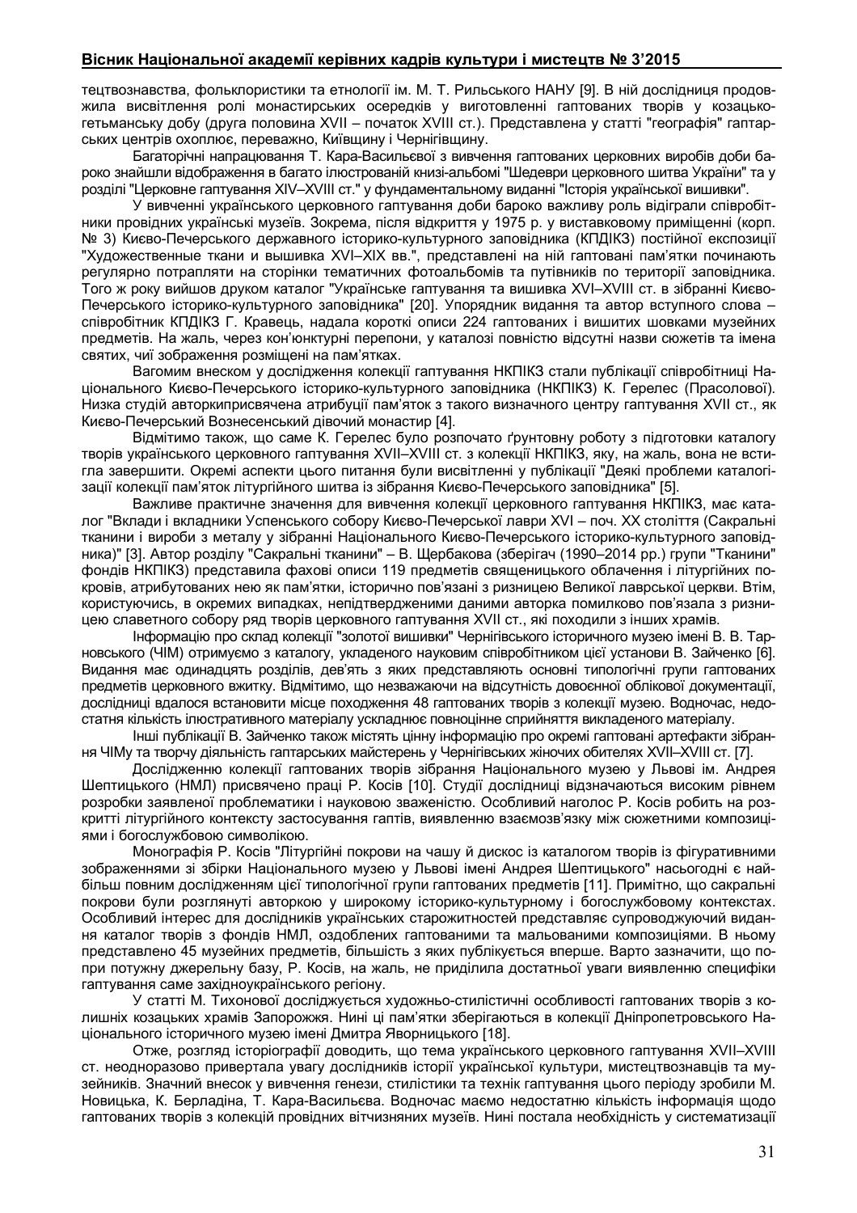тецтвознавства, фольклористики та етнології ім. М. Т. Рильського НАНУ [9]. В ній дослідниця продовжила висвітлення ролі монастирських осередків у виготовленні гаптованих творів у козацько-гетьманську добу (друга половина XVII – початок XVIII ст.). Представлена у статті "географія" гаптарських центрів охоплює, переважно, Київщину і Чернігівщину.

Багаторічні напрацювання Т. Кара-Васильєвої з вивчення гаптованих церковних виробів доби бароко знайшли відображення в багато ілюстрованій книзі-альбомі "Шедеври церковного шитва України" та у розділі "Церковне гаптування XIV–XVIII ст." у фундаментальному виданні "Історія української вишивки".

У вивченні українського церковного гаптування доби бароко важливу роль відіграли співробітники провідних українські музеїв. Зокрема, після відкриття у 1975 р. у виставковому приміщенні (корп. № 3) Києво-Печерського державного історико-культурного заповідника (КПДІКЗ) постійної експозиції "Художественные ткани и вышивка XVI–XIX вв.", представлені на ній гаптовані пам'ятки починають регулярно потрапляти на сторінки тематичних фотоальбомів та путівників по території заповідника. Того ж року вийшов друком каталог "Українське гаптування та вишивка XVI–XVIII ст. в зібранні Києво-Печерського історико-культурного заповідника" [20]. Упорядник видання та автор вступного слова – співробітник КПДІКЗ Г. Кравець, надала короткі описи 224 гаптованих і вишитих шовками музейних предметів. На жаль, через кон'юнктурні перепони, у каталозі повністю відсутні назви сюжетів та імена святих, чиї зображення розміщені на пам'ятках.

Вагомим внеском у дослідження колекції гаптування НКПІКЗ стали публікації співробітниці Національного Києво-Печерського історико-культурного заповідника (НКПІКЗ) К. Герелес (Прасолової). Низка студій авторкиприсвячена атрибуції пам'яток з такого визначного центру гаптування XVII ст., як Києво-Печерський Вознесенський дівочий монастир [4].

Відмітимо також, що саме К. Герелес було розпочато ґрунтовну роботу з підготовки каталогу творів українського церковного гаптування XVII–XVIII ст. з колекції НКПІКЗ, яку, на жаль, вона не встигла завершити. Окремі аспекти цього питання були висвітленні у публікації "Деякі проблеми каталогізації колекції пам'яток літургійного шитва із зібрання Києво-Печерського заповідника" [5].

Важливе практичне значення для вивчення колекції церковного гаптування НКПІКЗ, має каталог "Вклади і вкладники Успенського собору Києво-Печерської лаври XVI – поч. XX століття (Сакральні тканини і вироби з металу у зібранні Національного Києво-Печерського історико-культурного заповідника)" [3]. Автор розділу "Сакральні тканини" – В. Щербакова (зберігач (1990–2014 рр.) групи "Тканини" фондів НКПІКЗ) представила фахові описи 119 предметів священицького облачення і літургійних покровів, атрибутованих нею як пам'ятки, історично пов'язані з ризницею Великої лаврської церкви. Втім, користуючись, в окремих випадках, непідтвердженими даними авторка помилково пов'язала з ризницею славетного собору ряд творів церковного гаптування XVII ст., які походили з інших храмів.

Інформацію про склад колекції "золотої вишивки" Чернігівського історичного музею імені В. В. Тарновського (ЧІМ) отримуємо з каталогу, укладеного науковим співробітником цієї установи В. Зайченко [6]. Видання має одинадцять розділів, дев'ять з яких представляють основні типологічні групи гаптованих предметів церковного вжитку. Відмітимо, що незважаючи на відсутність довоєнної облікової документації, дослідниці вдалося встановити місце походження 48 гаптованих творів з колекції музею. Водночас, недостатня кількість ілюстративного матеріалу ускладнює повноцінне сприйняття викладеного матеріалу.

Інші публікації В. Зайченко також містять цінну інформацію про окремі гаптовані артефакти зібрання ЧІМу та творчу діяльність гаптарських майстерень у Чернігівських жіночих обителях XVII–XVIII ст. [7].

Дослідженню колекції гаптованих творів зібрання Національного музею у Львові ім. Андрея Шептицького (НМЛ) присвячено праці Р. Косів [10]. Студії дослідниці відзначаються високим рівнем розробки заявленої проблематики і науковою зваженістю. Особливий наголос Р. Косів робить на розкритті літургійного контексту застосування гаптів, виявленню взаємозв'язку між сюжетними композиціями і богослужбовою символікою.

Монографія Р. Косів "Літургійні покрови на чашу й дискос із каталогом творів із фігуративними зображеннями зі збірки Національного музею у Львові імені Андрея Шептицького" насьогодні є найбільш повним дослідженням цієї типологічної групи гаптованих предметів [11]. Примітно, що сакральні покрови були розглянуті авторкою у широкому історико-культурному і богослужбовому контекстах. Особливий інтерес для дослідників українських старожитностей представляє супроводжуючий видання каталог творів з фондів НМЛ, оздоблених гаптованими та мальованими композиціями. В ньому представлено 45 музейних предметів, більшість з яких публікується вперше. Варто зазначити, що попри потужну джерельну базу, Р. Косів, на жаль, не приділила достатньої уваги виявленню специфіки гаптування саме західноукраїнського регіону.

У статті М. Тихонової досліджується художньо-стилістичні особливості гаптованих творів з колишніх козацьких храмів Запоріжжя. Нині ці пам'ятки зберігаються в колекції Дніпропетровського Національного історичного музею імені Дмитра Яворницького [18].

Отже, розгляд історіографії доводить, що тема українського церковного гаптування XVII–XVIII ст. неодноразово привертала увагу дослідників історії української культури, мистецтвознавців та музейників. Значний внесок у вивчення генези, стилістики та технік гаптування цього періоду зробили М. Новицька, К. Берладіна, Т. Кара-Васильєва. Водночас маємо недостатню кількість інформація щодо гаптованих творів з колекцій провідних вітчизняних музеїв. Нині постала необхідність у систематизації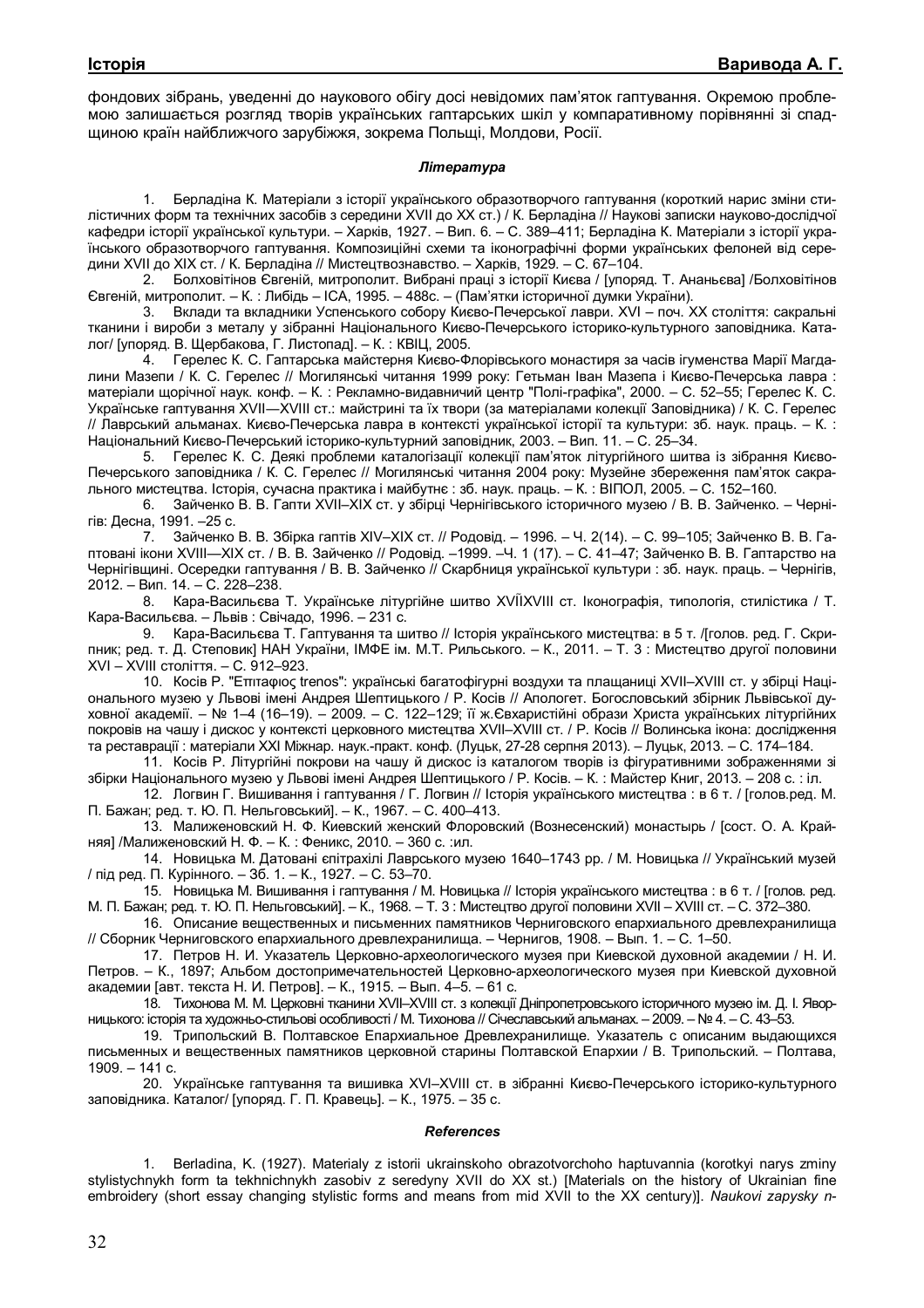фондових зібрань, уведенні до наукового обігу досі невідомих пам'яток гаптування. Окремою проблемою залишається розгляд творів українських гаптарських шкіл у компаративному порівнянні зі спадщиною країн найближчого зарубіжжя, зокрема Польщі, Молдови, Росії.

### *Література*

1. Берладіна К. Матеріали з історії українського образотворчого гаптування (короткий нарис зміни стилістичних форм та технічних засобів з середини XVII до XX ст.) / К. Берладіна // Наукові записки науково-дослідчої кафедри історії української культури. – Харків, 1927. – Вип. 6. – С. 389–411; Берладіна К. Матеріали з історії українського образотворчого гаптування. Композиційні схеми та іконографічні форми українських фелоней від середини XVII до XIX ст. / К. Берладіна // Мистецтвознавство. – Харків, 1929. – С. 67–104.
2. Болховітінов Євгеній, митрополит. Вибрані праці з історії Києва / [упоряд. Т. Ананьєва] /Болховітінов Євгеній, митрополит. – К. : Либідь – ІСА, 1995. – 488с. – (Пам'ятки історичної думки України).
3. Вклади та вкладники Успенського собору Києво-Печерської лаври. XVI – поч. XX століття: сакральні тканини і вироби з металу у зібранні Національного Києво-Печерського історико-культурного заповідника. Каталог/ [упоряд. В. Щербакова, Г. Листопад]. – К. : КВІЦ, 2005.
4. Герелес К. С. Гаптарська майстерня Києво-Флорівського монастиря за часів ігуменства Марії Магдалини Мазепи / К. С. Герелес // Могилянські читання 1999 року: Гетьман Іван Мазепа і Києво-Печерська лавра : матеріали щорічної наук. конф. – К. : Рекламно-видавничий центр "Полі-графіка", 2000. – С. 52–55; Герелес К. С. Українське гаптування XVII—XVIII ст.: майстрині та їх твори (за матеріалами колекції Заповідника) / К. С. Герелес // Лаврський альманах. Києво-Печерська лавра в контексті української історії та культури: зб. наук. праць. – К. : Національний Києво-Печерський історико-культурний заповідник, 2003. – Вип. 11. – С. 25–34.
5. Герелес К. С. Деякі проблеми каталогізації колекції пам'яток літургійного шитва із зібрання Києво-Печерського заповідника / К. С. Герелес // Могилянські читання 2004 року: Музейне збереження пам'яток сакрального мистецтва. Історія, сучасна практика і майбутнє : зб. наук. праць. – К. : ВІПОЛ, 2005. – С. 152–160.
6. Зайченко В. В. Гапти XVII–XIX ст. у збірці Чернігівського історичного музею / В. В. Зайченко. – Чернігів: Десна, 1991. –25 с.
7. Зайченко В. В. Збірка гаптів XIV–XIX ст. // Родовід. – 1996. – Ч. 2(14). – С. 99–105; Зайченко В. В. Гаптовані ікони XVIII—XIX ст. / В. В. Зайченко // Родовід. –1999. –Ч. 1 (17). – С. 41–47; Зайченко В. В. Гаптарство на Чернігівщині. Осередки гаптування / В. В. Зайченко // Скарбниця української культури : зб. наук. праць. – Чернігів, 2012. – Вип. 14. – С. 228–238.
8. Кара-Васильєва Т. Українське літургійне шитво XVĬІXVIII ст. Іконографія, типологія, стилістика / Т. Кара-Васильєва. – Львів : Свічадо, 1996. – 231 с.
9. Кара-Васильєва Т. Гаптування та шитво // Історія українського мистецтва: в 5 т. /[голов. ред. Г. Скрипник; ред. т. Д. Степовик] НАН України, ІМФЕ ім. М.Т. Рильського. – К., 2011. – Т. 3 : Мистецтво другої половини XVI – XVIII століття. – С. 912–923.
10. Косів Р. "Επιτaφιος trenos": українські багатофігурні воздухи та плащаниці XVII–XVIII ст. у збірці Національного музею у Львові імені Андрея Шептицького / Р. Косів // Апологет. Богословський збірник Львівської духовної академії. – № 1–4 (16–19). – 2009. – С. 122–129; її ж.Євхаристійні образи Христа українських літургійних покровів на чашу і дискос у контексті церковного мистецтва XVII–XVIII ст. / Р. Косів // Волинська ікона: дослідження та реставрації : матеріали XXI Міжнар. наук.-практ. конф. (Луцьк, 27-28 серпня 2013). – Луцьк, 2013. – С. 174–184.
11. Косів Р. Літургійні покрови на чашу й дискос із каталогом творів із фігуративними зображеннями зі збірки Національного музею у Львові імені Андрея Шептицького / Р. Косів. – К. : Майстер Книг, 2013. – 208 с. : іл.
12. Логвин Г. Вишивання і гаптування / Г. Логвин // Історія українського мистецтва : в 6 т. / [голов.ред. М. П. Бажан; ред. т. Ю. П. Нельговський]. – К., 1967. – С. 400–413.
13. Малиженовский Н. Ф. Киевский женский Флоровский (Вознесенский) монастырь / [сост. О. А. Крайняя] /Малиженовский Н. Ф. – К. : Феникс, 2010. – 360 с. :ил.
14. Новицька М. Датовані епітрахілі Лаврського музею 1640–1743 рр. / М. Новицька // Український музей / під ред. П. Курінного. – Зб. 1. – К., 1927. – С. 53–70.
15. Новицька М. Вишивання і гаптування / М. Новицька // Історія українського мистецтва : в 6 т. / [голов. ред. М. П. Бажан; ред. т. Ю. П. Нельговський]. – К., 1968. – Т. 3 : Мистецтво другої половини XVII – XVIII ст. – С. 372–380.
16. Описание вещественных и письменних памятников Черниговского епархиального древлехранилища // Сборник Черниговского епархиального древлехранилища. – Чернигов, 1908. – Вып. 1. – С. 1–50.
17. Петров Н. И. Указатель Церковно-археологического музея при Киевской духовной академии / Н. И. Петров. – К., 1897; Альбом достопримечательностей Церковно-археологического музея при Киевской духовной академии [авт. текста Н. И. Петров]. – К., 1915. – Вып. 4–5. – 61 с.
18. Тихонова М. М. Церковні тканини XVII–XVIII ст. з колекції Дніпропетровського історичного музею ім. Д. І. Яворницького: історія та художньо-стильові особливості / М. Тихонова // Січеславський альманах. – 2009. – № 4. – С. 43–53.
19. Трипольский В. Полтавское Епархиальное Древлехранилище. Указатель с описаним выдающихся письменных и вещественных памятников церковной старины Полтавской Епархии / В. Трипольский. – Полтава, 1909. – 141 с.
20. Українське гаптування та вишивка XVI–XVIII ст. в зібранні Києво-Печерського історико-культурного заповідника. Каталог/ [упоряд. Г. П. Кравець]. – К., 1975. – 35 с.

### *References*

1. Berladina, K. (1927). Materialy z istorii ukrainskoho obrazotvorchoho haptuvannia (korotkyi narys zminy stylistychnykh form ta tekhnichnykh zasobiv z seredyny XVII do XX st.) [Materials on the history of Ukrainian fine embroidery (short essay changing stylistic forms and means from mid XVII to the XX century)]. *Naukovi zapysky n-*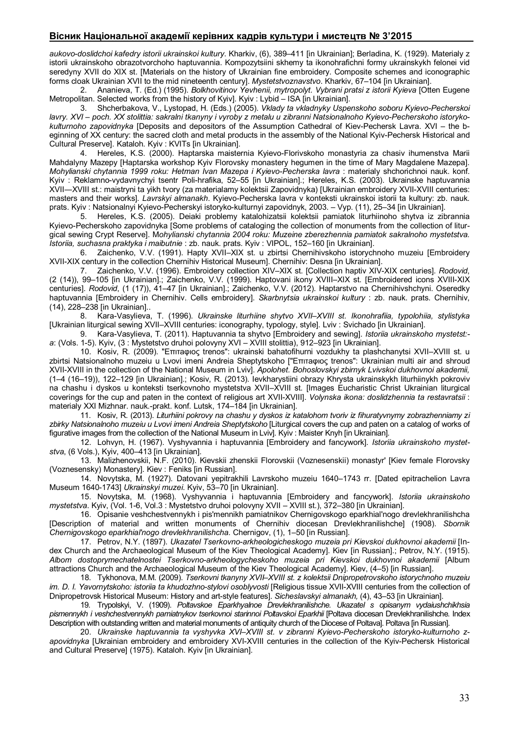*aukovo-doslidchoi kafedry istorii ukrainskoi kultury*. Kharkiv, (6), 389–411 [in Ukrainian]; Berladina, K. (1929). Materialy z istorii ukrainskoho obrazotvorchoho haptuvannia. Kompozytsiini skhemy ta ikonohrafichni formy ukrainskykh felonei vid seredyny XVII do XIX st. [Materials on the history of Ukrainian fine embroidery. Composite schemes and iconographic forms cloak Ukrainian XVII to the mid nineteenth century]. *Mystetstvoznavstvo*. Kharkiv, 67–104 [in Ukrainian].

2. Ananieva, T. (Ed.) (1995). *Bolkhovitinov Yevhenii, mytropolyt. Vybrani pratsi z istorii Kyieva* [Otten Eugene Metropolitan. Selected works from the history of Kyiv]. Kyiv : Lybid – ISA [in Ukrainian].

3. Shcherbakova, V., Lystopad, H. (Eds.) (2005). *Vklady ta vkladnyky Uspenskoho soboru Kyievo-Pecherskoi lavry. XVI – poch. XX stolittia: sakralni tkanyny i vyroby z metalu u zibranni Natsionalnoho Kyievo-Pecherskoho istoryko-kulturnoho zapovidnyka* [Deposits and depositors of the Assumption Cathedral of Kiev-Pechersk Lavra. XVI – the beginning of XX century: the sacred cloth and metal products in the assembly of the National Kyiv-Pechersk Historical and Cultural Preserve]. Kataloh. Kyiv : KVITs [in Ukrainian].

4. Hereles, K.S. (2000). Haptarska maisternia Kyievo-Florivskoho monastyria za chasiv ihumenstva Marii Mahdalyny Mazepy [Haptarska workshop Kyiv Florovsky monastery hegumen in the time of Mary Magdalene Mazepa]. *Mohylianski chytannia 1999 roku: Hetman Ivan Mazepa i Kyievo-Pecherska lavra* : materialy shchorichnoi nauk. konf. Kyiv : Reklamno-vydavnychyi tsentr Poli-hrafika, 52–55 [in Ukrainian].; Hereles, K.S. (2003). Ukrainske haptuvannia XVII—XVIII st.: maistryni ta yikh tvory (za materialamy kolektsii Zapovidnyka) [Ukrainian embroidery XVII-XVIII centuries: masters and their works]. *Lavrskyi almanakh*. Kyievo-Pecherska lavra v konteksti ukrainskoi istorii ta kultury: zb. nauk. prats. Kyiv : Natsionalnyi Kyievo-Pecherskyi istoryko-kulturnyi zapovidnyk, 2003. – Vyp. (11), 25–34 [in Ukrainian].

5. Hereles, K.S. (2005). Deiaki problemy katalohizatsii kolektsii pamiatok liturhiinoho shytva iz zibrannia Kyievo-Pecherskoho zapovidnyka [Some problems of cataloging the collection of monuments from the collection of liturgical sewing Crypt Reserve]. M*ohylianski chytannia 2004 roku: Muzeine zberezhennia pamiatok sakralnoho mystetstva. Istoriia, suchasna praktyka i maibutnie* : zb. nauk. prats. Kyiv : VIPOL, 152–160 [in Ukrainian].

6. Zaichenko, V.V. (1991). Hapty XVII–XIX st. u zbirtsi Chernihivskoho istorychnoho muzeiu [Embroidery XVII-XIX century in the collection Chernihiv Historical Museum]. Chernihiv: Desna [in Ukrainian].

7. Zaichenko, V.V. (1996). Embroidery collection XIV–XIX st. [Collection haptiv XIV-XIX centuries]. *Rodovid*, (2 (14)), 99–105 [in Ukrainian].; Zaichenko, V.V. (1999). Haptovani ikony XVIII–XIX st. [Embroidered icons XVIII-XIX centuries]. *Rodovid*, (1 (17)), 41–47 [in Ukrainian].; Zaichenko, V.V. (2012). Haptarstvo na Chernihivshchyni. Oseredky haptuvannia [Embroidery in Chernihiv. Cells embroidery]. *Skarbnytsia ukrainskoi kultury* : zb. nauk. prats. Chernihiv, (14), 228–238 [in Ukrainian]..

8. Kara-Vasylieva, T. (1996). *Ukrainske liturhiine shytvo XVII–XVIII st. Ikonohrafiia, typolohiia, stylistyka* [Ukrainian liturgical sewing XVII–XVIII centuries: iconography, typology, style]. Lviv : Svichado [in Ukrainian].

9. Kara-Vasylieva, T. (2011). Haptuvannia ta shytvo [Embroidery and sewing]. *Istoriia ukrainskoho mystetstv-a*: (Vols. 1-5). Kyiv, (3 : Mystetstvo druhoi polovyny XVI – XVIII stolittia), 912–923 [in Ukrainian].

10. Kosiv, R. (2009). "Επιταφιος trenos": ukrainski bahatofihurni vozdukhy ta plashchanytsi XVII–XVIII st. u zbirtsi Natsionalnoho muzeiu u Lvovi imeni Andreia Sheptytskoho ["Επιταφιος trenos": Ukrainian multi air and shroud XVII-XVIII in the collection of the National Museum in Lviv]. *Apolohet. Bohoslovskyi zbirnyk Lvivskoi dukhovnoi akademii,* (1–4 (16–19)), 122–129 [in Ukrainian].; Kosiv, R. (2013). Ievkharystiini obrazy Khrysta ukrainskykh liturhiinykh pokroviv na chashu i dyskos u konteksti tserkovnoho mystetstva XVII–XVIII st. [Images Eucharistic Christ Ukrainian liturgical coverings for the cup and paten in the context of religious art XVII-XVIII]. *Volynska ikona: doslidzhennia ta restavratsii* : materialy XXI Mizhnar. nauk.-prakt. konf. Lutsk, 174–184 [in Ukrainian].

11. Kosiv, R. (2013). *Liturhiini pokrovy na chashu y dyskos iz katalohom tvoriv iz fihuratyvnymy zobrazhenniamy zi zbirky Natsionalnoho muzeiu u Lvovi imeni Andreia Sheptytskoho* [Liturgical covers the cup and paten on a catalog of works of figurative images from the collection of the National Museum in Lviv]. Kyiv : Maister Knyh [in Ukrainian].

12. Lohvyn, H. (1967). Vyshyvannia i haptuvannia [Embroidery and fancywork]. *Istoriia ukrainskoho mystetstva*, (6 Vols.), Kyiv, 400–413 [in Ukrainian].

13. Malizhenovskii, N.F. (2010). Kievskii zhenskii Florovskii (Voznesenskii) monastyr' [Kiev female Florovsky (Voznesensky) Monastery]. Kiev : Feniks [in Russian].

14. Novytska, M. (1927). Datovani yepitrakhili Lavrskoho muzeiu 1640–1743 rr. [Dated epitrachelion Lavra Museum 1640-1743] *Ukrainskyi muzei.* Kyiv, 53–70 [in Ukrainian].

15. Novytska, M. (1968). Vyshyvannia i haptuvannia [Embroidery and fancywork]. *Istoriia ukrainskoho mystetstva*. Kyiv, (Vol. 1-6, Vol.3 : Mystetstvo druhoi polovyny XVII – XVIII st.), 372–380 [in Ukrainian].

16. Opisanie veshchestvennykh i pis'mennikh pamiatnikov Chernigovskogo eparkhial'nogo drevlekhranilishcha [Description of material and written monuments of Chernihiv diocesan Drevlekhranilishche] (1908). *Sbornik Chernigovskogo eparkhial'nogo drevlekhranilishcha*. Chernigov, (1), 1–50 [in Russian].

17. Petrov, N.Y. (1897). *Ukazatel Tserkovno-arkheologicheskogo muzeia pri Kievskoi dukhovnoi akademii* [Index Church and the Archaeological Museum of the Kiev Theological Academy]. Kiev [in Russian].; Petrov, N.Y. (1915). *Albom dostoprymechatelnostei Tserkovno-arkheologycheskoho muzeia pri Kievskoi dukhovnoi akademii* [Album attractions Church and the Archaeological Museum of the Kiev Theological Academy]. Kiev, (4–5) [in Russian].

18. Tykhonova, M.M. (2009). *Tserkovni tkanyny XVII–XVIII st. z kolektsii Dnipropetrovskoho istorychnoho muzeiu im. D. I. Yavornytskoho: istoriia ta khudozhno-stylovi osoblyvosti* [Religious tissue XVII-XVIII centuries from the collection of Dnipropetrovsk Historical Museum: History and art-style features]. *Sicheslavskyi almanakh,* (4), 43–53 [in Ukrainian].

19. Trypolskyi, V. (1909). *Poltavskoe Eparkhyalnoe Drevlekhranilishche. Ukazatel s opisanym vydaiushchikhsia pismennykh i veshchestvennykh pamiatnykov tserkovnoi starinnoi Poltavskoi Eparkhii* [Poltava diocesan Drevlekhranilishche. Index Description with outstanding written and material monuments of antiquity church of the Diocese of Poltava]. Poltava [in Russian].

20. *Ukrainske haptuvannia ta vyshyvka XVI–XVIII st. v zibranni Kyievo-Pecherskoho istoryko-kulturnoho zapovidnyka* [Ukrainian embroidery and embroidery XVI-XVIII centuries in the collection of the Kyiv-Pechersk Historical and Cultural Preserve] (1975). Kataloh. Kyiv [in Ukrainian].